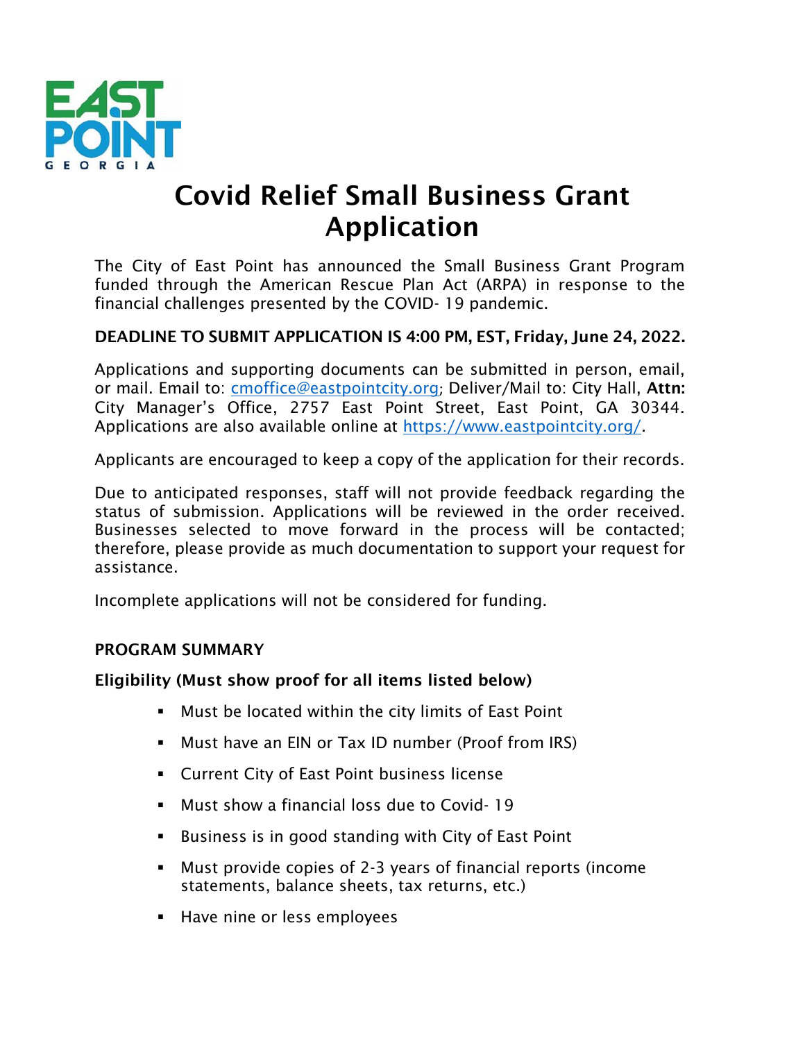# Covid Relief Small Business Grant Application

The City of East Point has announced the Small Business Grant Program funded through the American Rescue Plan Act (ARPA) in response to the financial challenges presented by the COVID- 19 pandemic.

**DEADLINE TO SUBMIT APPLICATION IS 4:00 PM, EST, Friday, June 24, 2022.**

Applications and supporting documents can be submitted in person, email, or mail. Email to: cmoffice@eastpointcity.org; Deliver/Mail to: City Hall, **Attn:** City Manager's Office, 2757 East Point Street, East Point, GA 30344. Applications are also available online at https://www.eastpointcity.org/.

Applicants are encouraged to keep a copy of the application for their records.

Due to anticipated responses, staff will not provide feedback regarding the status of submission. Applications will be reviewed in the order received. Businesses selected to move forward in the process will be contacted; therefore, please provide as much documentation to support your request for assistance.

Incomplete applications will not be considered for funding.

## PROGRAM SUMMARY

**Eligibility (Must show proof for all items listed below)**

- Must be located within the city limits of East Point
- Must have an EIN or Tax ID number (Proof from IRS)
- Current City of East Point business license
- Must show a financial loss due to Covid- 19
- Business is in good standing with City of East Point
- Must provide copies of 2-3 years of financial reports (income statements, balance sheets, tax returns, etc.)
- Have nine or less employees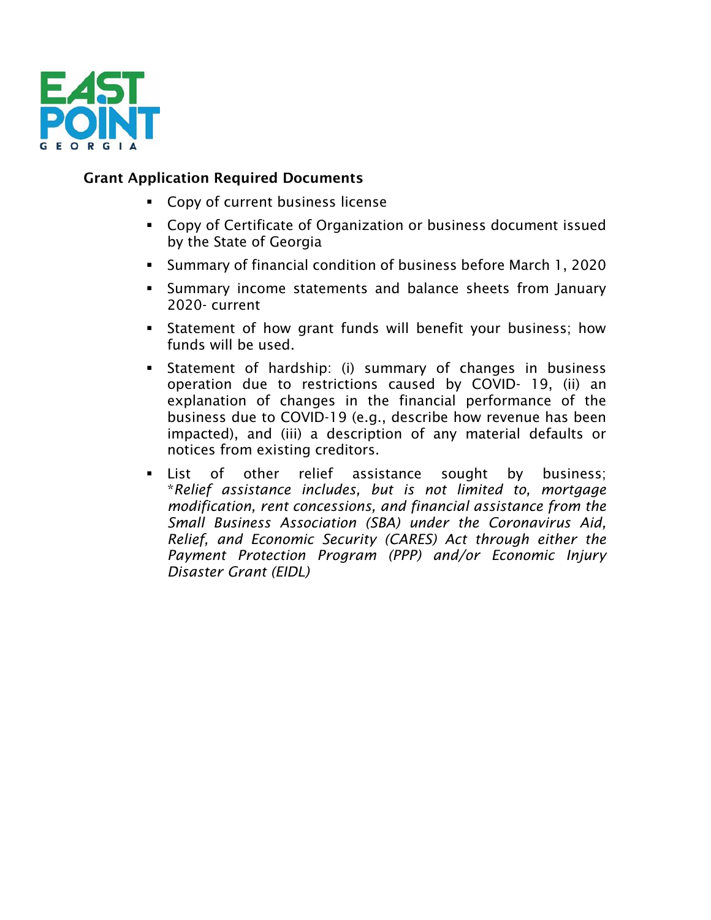EAST POINT GEORGIA

## Grant Application Required Documents

- Copy of current business license
- Copy of Certificate of Organization or business document issued by the State of Georgia
- Summary of financial condition of business before March 1, 2020
- Summary income statements and balance sheets from January 2020- current
- Statement of how grant funds will benefit your business; how funds will be used.
- Statement of hardship: (i) summary of changes in business operation due to restrictions caused by COVID- 19, (ii) an explanation of changes in the financial performance of the business due to COVID-19 (e.g., describe how revenue has been impacted), and (iii) a description of any material defaults or notices from existing creditors.
- List of other relief assistance sought by business; *\*Relief assistance includes, but is not limited to, mortgage modification, rent concessions, and financial assistance from the Small Business Association (SBA) under the Coronavirus Aid, Relief, and Economic Security (CARES) Act through either the Payment Protection Program (PPP) and/or Economic Injury Disaster Grant (EIDL)*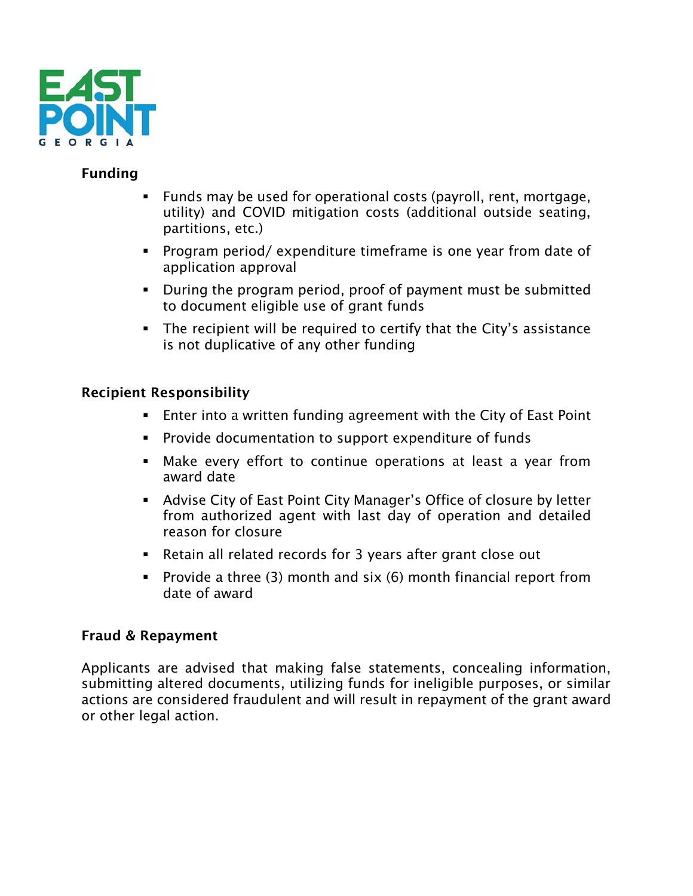## Funding

- Funds may be used for operational costs (payroll, rent, mortgage, utility) and COVID mitigation costs (additional outside seating, partitions, etc.)
- Program period/ expenditure timeframe is one year from date of application approval
- During the program period, proof of payment must be submitted to document eligible use of grant funds
- The recipient will be required to certify that the City's assistance is not duplicative of any other funding

## Recipient Responsibility

- Enter into a written funding agreement with the City of East Point
- Provide documentation to support expenditure of funds
- Make every effort to continue operations at least a year from award date
- Advise City of East Point City Manager's Office of closure by letter from authorized agent with last day of operation and detailed reason for closure
- Retain all related records for 3 years after grant close out
- Provide a three (3) month and six (6) month financial report from date of award

## Fraud & Repayment

Applicants are advised that making false statements, concealing information, submitting altered documents, utilizing funds for ineligible purposes, or similar actions are considered fraudulent and will result in repayment of the grant award or other legal action.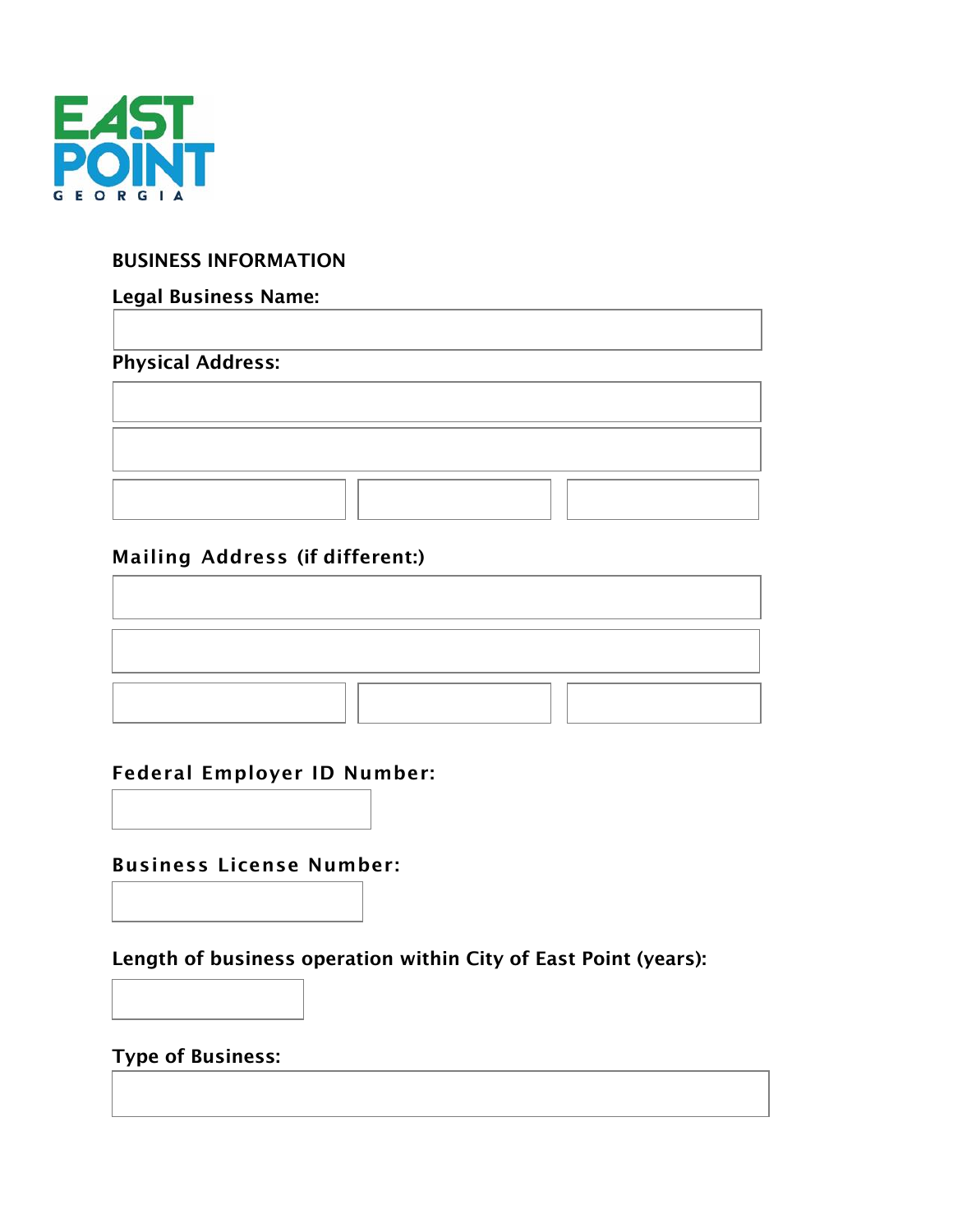EAST POINT GEORGIA

## BUSINESS INFORMATION

**Legal Business Name:**

**Physical Address:**

**Mailing Address (if different:)**

**Federal Employer ID Number:**

**Business License Number:**

**Length of business operation within City of East Point (years):**

**Type of Business:**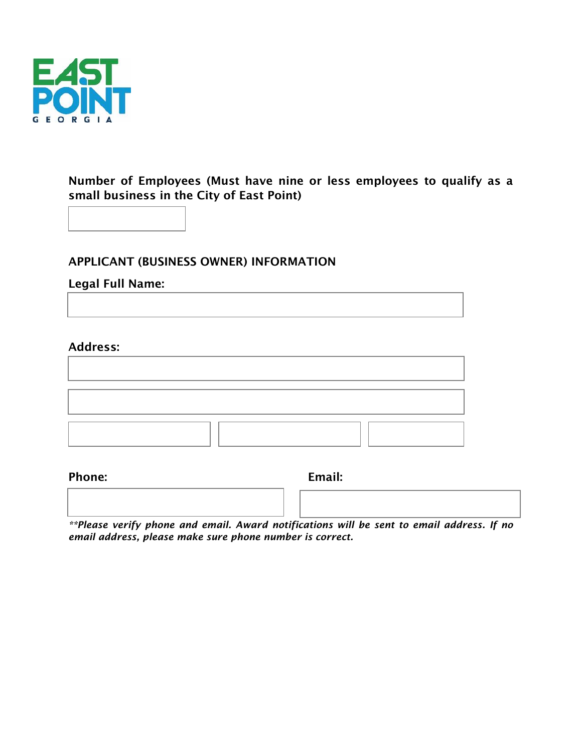**Number of Employees (Must have nine or less employees to qualify as a small business in the City of East Point)**

## APPLICANT (BUSINESS OWNER) INFORMATION

**Legal Full Name:**

**Address:**

**Phone:**

**Email:**

***\*\*Please verify phone and email. Award notifications will be sent to email address. If no email address, please make sure phone number is correct.***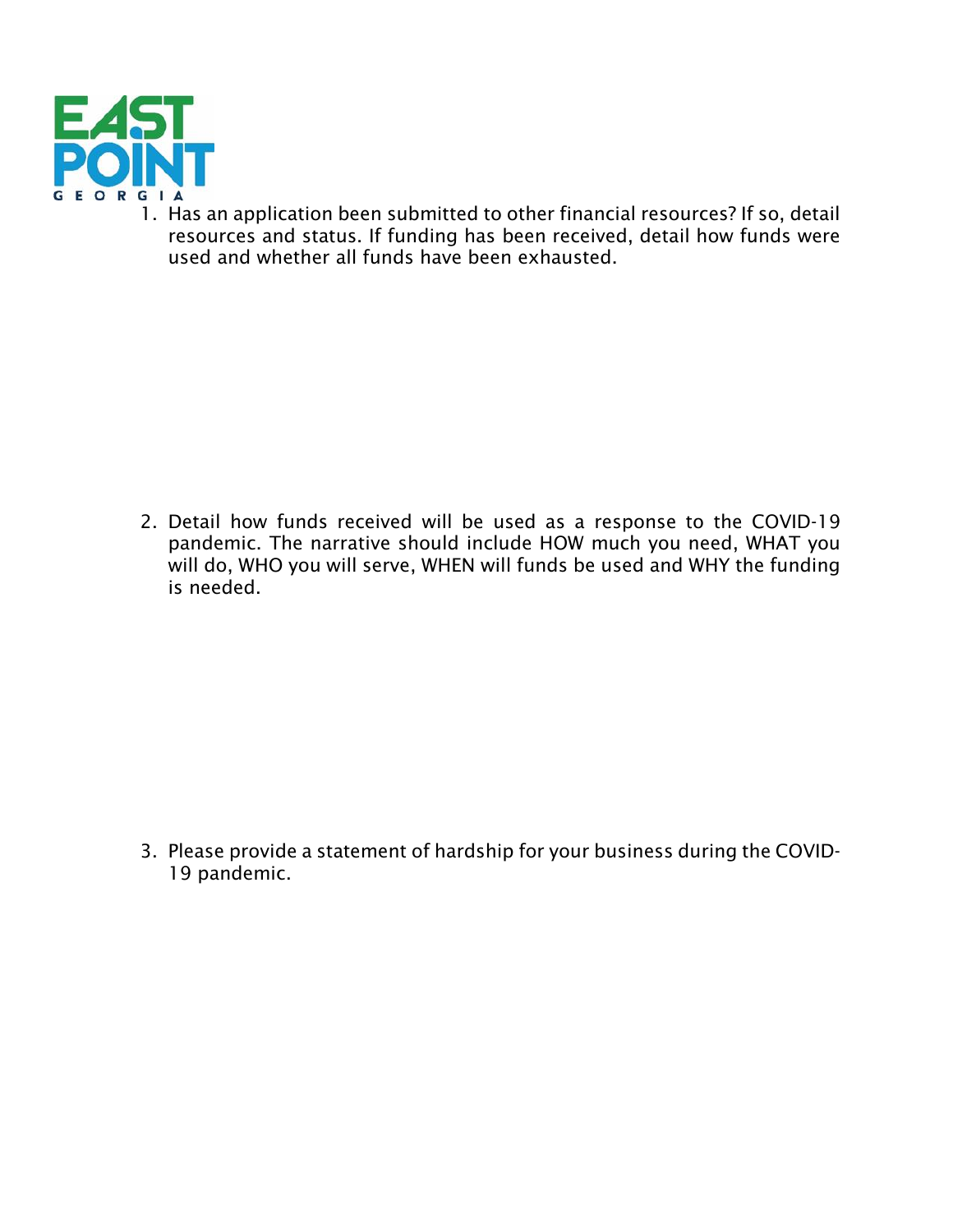1. Has an application been submitted to other financial resources? If so, detail resources and status. If funding has been received, detail how funds were used and whether all funds have been exhausted.

2. Detail how funds received will be used as a response to the COVID-19 pandemic. The narrative should include HOW much you need, WHAT you will do, WHO you will serve, WHEN will funds be used and WHY the funding is needed.

3. Please provide a statement of hardship for your business during the COVID-19 pandemic.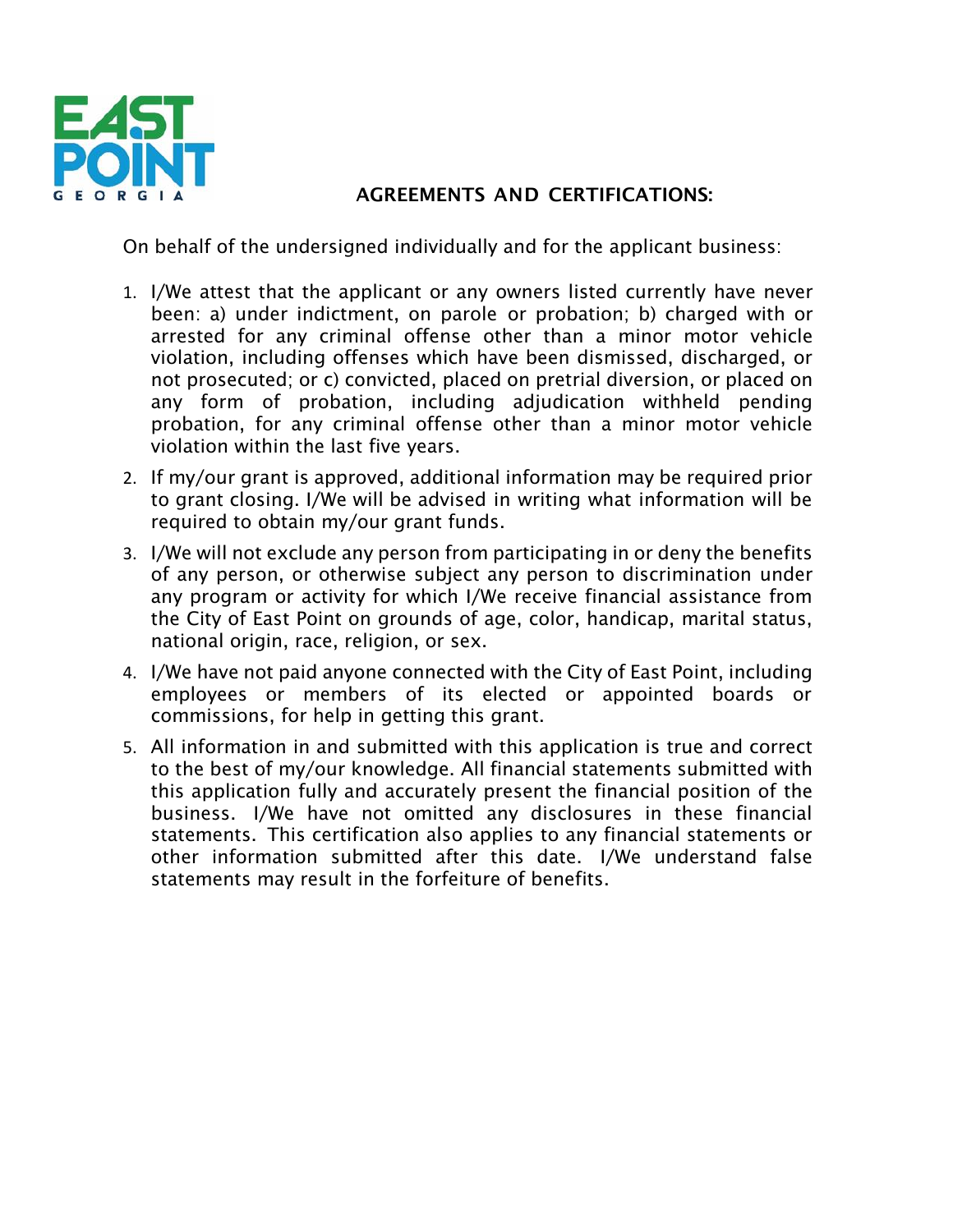EAST POINT GEORGIA

## AGREEMENTS AND CERTIFICATIONS:

On behalf of the undersigned individually and for the applicant business:

1. I/We attest that the applicant or any owners listed currently have never been: a) under indictment, on parole or probation; b) charged with or arrested for any criminal offense other than a minor motor vehicle violation, including offenses which have been dismissed, discharged, or not prosecuted; or c) convicted, placed on pretrial diversion, or placed on any form of probation, including adjudication withheld pending probation, for any criminal offense other than a minor motor vehicle violation within the last five years.
2. If my/our grant is approved, additional information may be required prior to grant closing. I/We will be advised in writing what information will be required to obtain my/our grant funds.
3. I/We will not exclude any person from participating in or deny the benefits of any person, or otherwise subject any person to discrimination under any program or activity for which I/We receive financial assistance from the City of East Point on grounds of age, color, handicap, marital status, national origin, race, religion, or sex.
4. I/We have not paid anyone connected with the City of East Point, including employees or members of its elected or appointed boards or commissions, for help in getting this grant.
5. All information in and submitted with this application is true and correct to the best of my/our knowledge. All financial statements submitted with this application fully and accurately present the financial position of the business. I/We have not omitted any disclosures in these financial statements. This certification also applies to any financial statements or other information submitted after this date. I/We understand false statements may result in the forfeiture of benefits.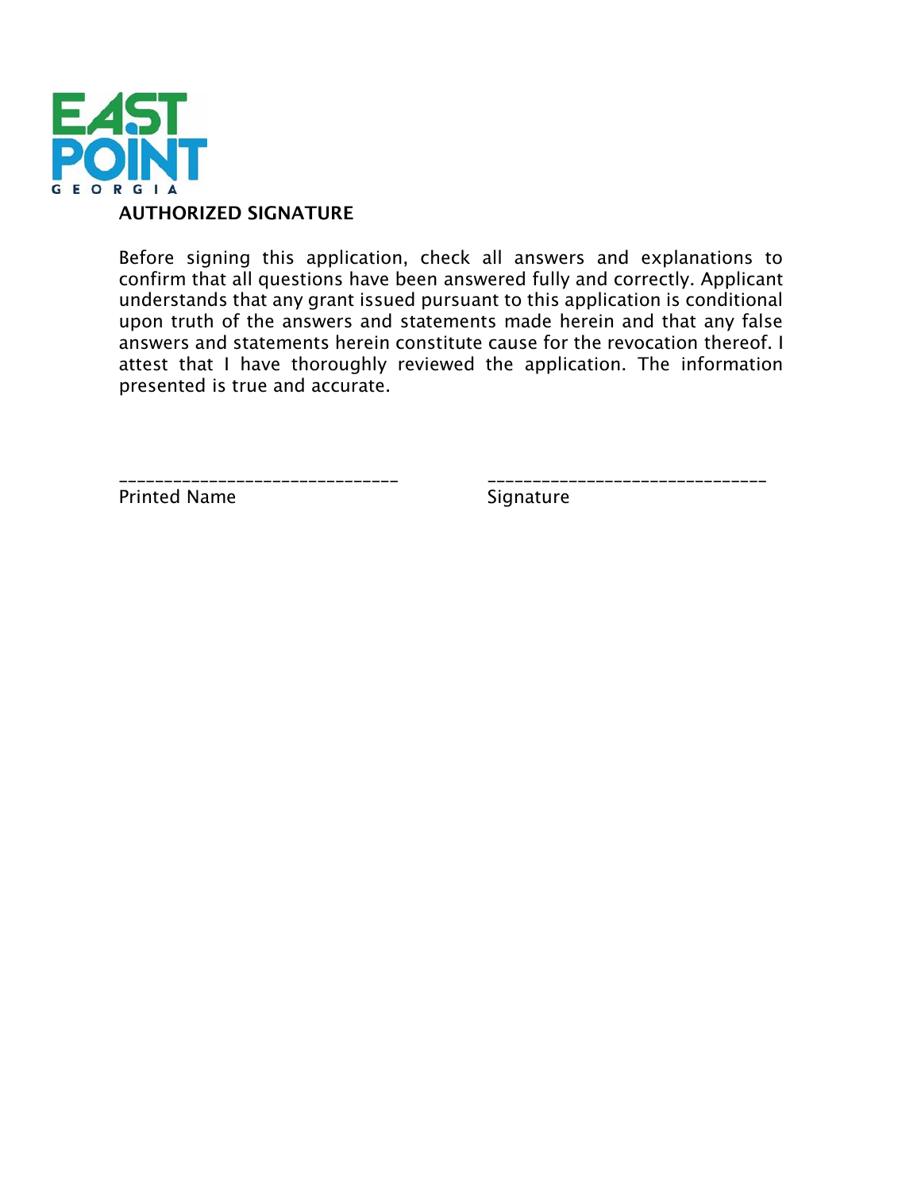EAST POINT GEORGIA

## AUTHORIZED SIGNATURE

Before signing this application, check all answers and explanations to confirm that all questions have been answered fully and correctly. Applicant understands that any grant issued pursuant to this application is conditional upon truth of the answers and statements made herein and that any false answers and statements herein constitute cause for the revocation thereof. I attest that I have thoroughly reviewed the application. The information presented is true and accurate.

______________________________ ______________________________

Printed Name Signature